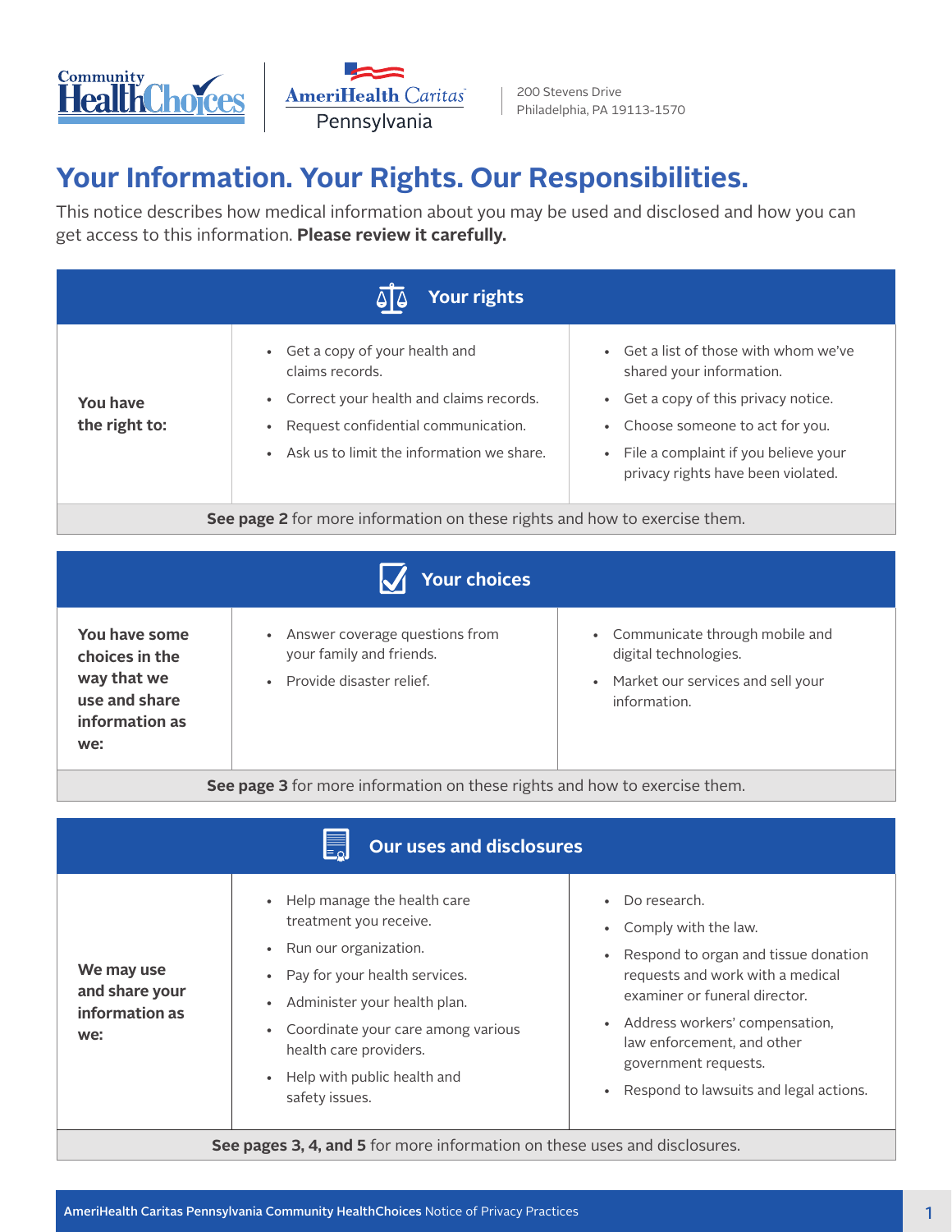Community HealthChoices | AmeriHealth Caritas Pennsylvania

200 Stevens Drive
Philadelphia, PA 19113-1570

# Your Information. Your Rights. Our Responsibilities.

This notice describes how medical information about you may be used and disclosed and how you can get access to this information. **Please review it carefully.**

## Your rights

**You have the right to:**

- Get a copy of your health and claims records.
- Correct your health and claims records.
- Request confidential communication.
- Ask us to limit the information we share.
- Get a list of those with whom we've shared your information.
- Get a copy of this privacy notice.
- Choose someone to act for you.
- File a complaint if you believe your privacy rights have been violated.

**See page 2** for more information on these rights and how to exercise them.

## Your choices

**You have some choices in the way that we use and share information as we:**

- Answer coverage questions from your family and friends.
- Provide disaster relief.
- Communicate through mobile and digital technologies.
- Market our services and sell your information.

**See page 3** for more information on these rights and how to exercise them.

## Our uses and disclosures

**We may use and share your information as we:**

- Help manage the health care treatment you receive.
- Run our organization.
- Pay for your health services.
- Administer your health plan.
- Coordinate your care among various health care providers.
- Help with public health and safety issues.
- Do research.
- Comply with the law.
- Respond to organ and tissue donation requests and work with a medical examiner or funeral director.
- Address workers' compensation, law enforcement, and other government requests.
- Respond to lawsuits and legal actions.

**See pages 3, 4, and 5** for more information on these uses and disclosures.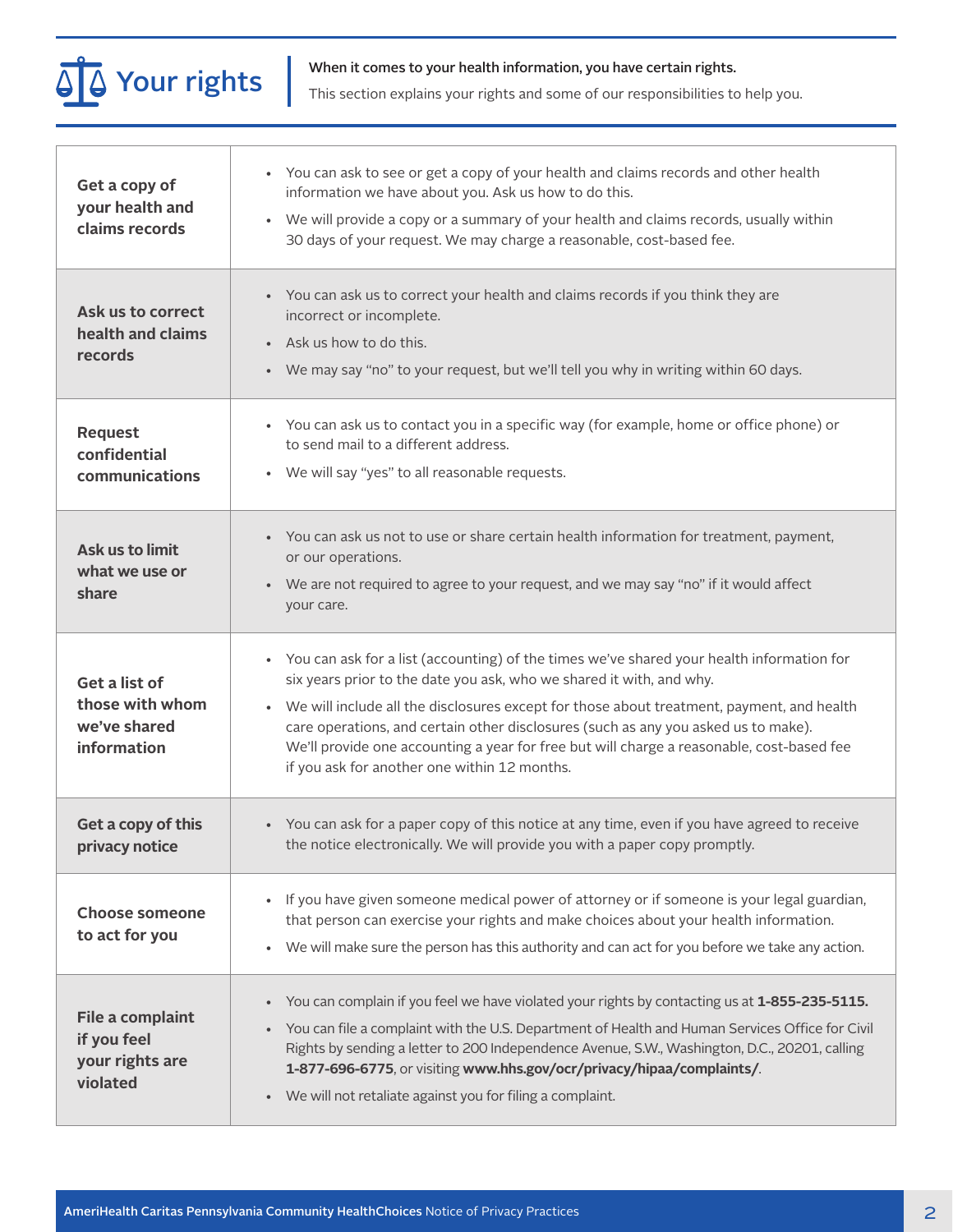# Your rights

**When it comes to your health information, you have certain rights.**

This section explains your rights and some of our responsibilities to help you.

| | |
|---|---|
| **Get a copy of your health and claims records** | • You can ask to see or get a copy of your health and claims records and other health information we have about you. Ask us how to do this.<br>• We will provide a copy or a summary of your health and claims records, usually within 30 days of your request. We may charge a reasonable, cost-based fee. |
| **Ask us to correct health and claims records** | • You can ask us to correct your health and claims records if you think they are incorrect or incomplete.<br>• Ask us how to do this.<br>• We may say "no" to your request, but we'll tell you why in writing within 60 days. |
| **Request confidential communications** | • You can ask us to contact you in a specific way (for example, home or office phone) or to send mail to a different address.<br>• We will say "yes" to all reasonable requests. |
| **Ask us to limit what we use or share** | • You can ask us not to use or share certain health information for treatment, payment, or our operations.<br>• We are not required to agree to your request, and we may say "no" if it would affect your care. |
| **Get a list of those with whom we've shared information** | • You can ask for a list (accounting) of the times we've shared your health information for six years prior to the date you ask, who we shared it with, and why.<br>• We will include all the disclosures except for those about treatment, payment, and health care operations, and certain other disclosures (such as any you asked us to make). We'll provide one accounting a year for free but will charge a reasonable, cost-based fee if you ask for another one within 12 months. |
| **Get a copy of this privacy notice** | • You can ask for a paper copy of this notice at any time, even if you have agreed to receive the notice electronically. We will provide you with a paper copy promptly. |
| **Choose someone to act for you** | • If you have given someone medical power of attorney or if someone is your legal guardian, that person can exercise your rights and make choices about your health information.<br>• We will make sure the person has this authority and can act for you before we take any action. |
| **File a complaint if you feel your rights are violated** | • You can complain if you feel we have violated your rights by contacting us at **1-855-235-5115.**<br>• You can file a complaint with the U.S. Department of Health and Human Services Office for Civil Rights by sending a letter to 200 Independence Avenue, S.W., Washington, D.C., 20201, calling **1-877-696-6775**, or visiting **www.hhs.gov/ocr/privacy/hipaa/complaints/**.<br>• We will not retaliate against you for filing a complaint. |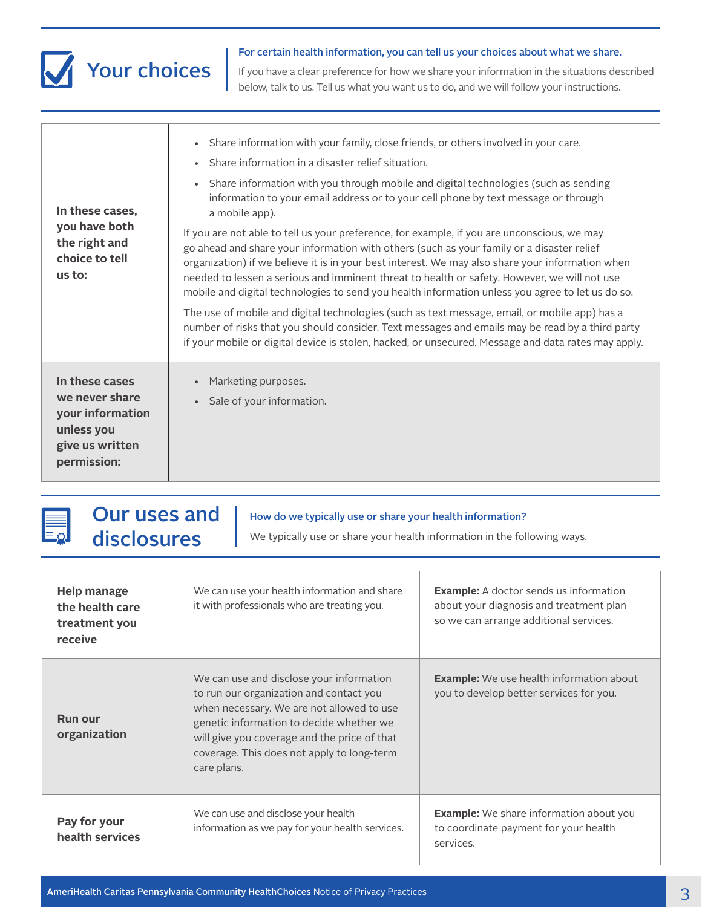## Your choices

**For certain health information, you can tell us your choices about what we share.**

If you have a clear preference for how we share your information in the situations described below, talk to us. Tell us what you want us to do, and we will follow your instructions.

| | |
|---|---|
| **In these cases, you have both the right and choice to tell us to:** | • Share information with your family, close friends, or others involved in your care.<br>• Share information in a disaster relief situation.<br>• Share information with you through mobile and digital technologies (such as sending information to your email address or to your cell phone by text message or through a mobile app).<br><br>If you are not able to tell us your preference, for example, if you are unconscious, we may go ahead and share your information with others (such as your family or a disaster relief organization) if we believe it is in your best interest. We may also share your information when needed to lessen a serious and imminent threat to health or safety. However, we will not use mobile and digital technologies to send you health information unless you agree to let us do so.<br><br>The use of mobile and digital technologies (such as text message, email, or mobile app) has a number of risks that you should consider. Text messages and emails may be read by a third party if your mobile or digital device is stolen, hacked, or unsecured. Message and data rates may apply. |
| **In these cases we never share your information unless you give us written permission:** | • Marketing purposes.<br>• Sale of your information. |

## Our uses and disclosures

**How do we typically use or share your health information?**

We typically use or share your health information in the following ways.

| | | |
|---|---|---|
| **Help manage the health care treatment you receive** | We can use your health information and share it with professionals who are treating you. | **Example:** A doctor sends us information about your diagnosis and treatment plan so we can arrange additional services. |
| **Run our organization** | We can use and disclose your information to run our organization and contact you when necessary. We are not allowed to use genetic information to decide whether we will give you coverage and the price of that coverage. This does not apply to long-term care plans. | **Example:** We use health information about you to develop better services for you. |
| **Pay for your health services** | We can use and disclose your health information as we pay for your health services. | **Example:** We share information about you to coordinate payment for your health services. |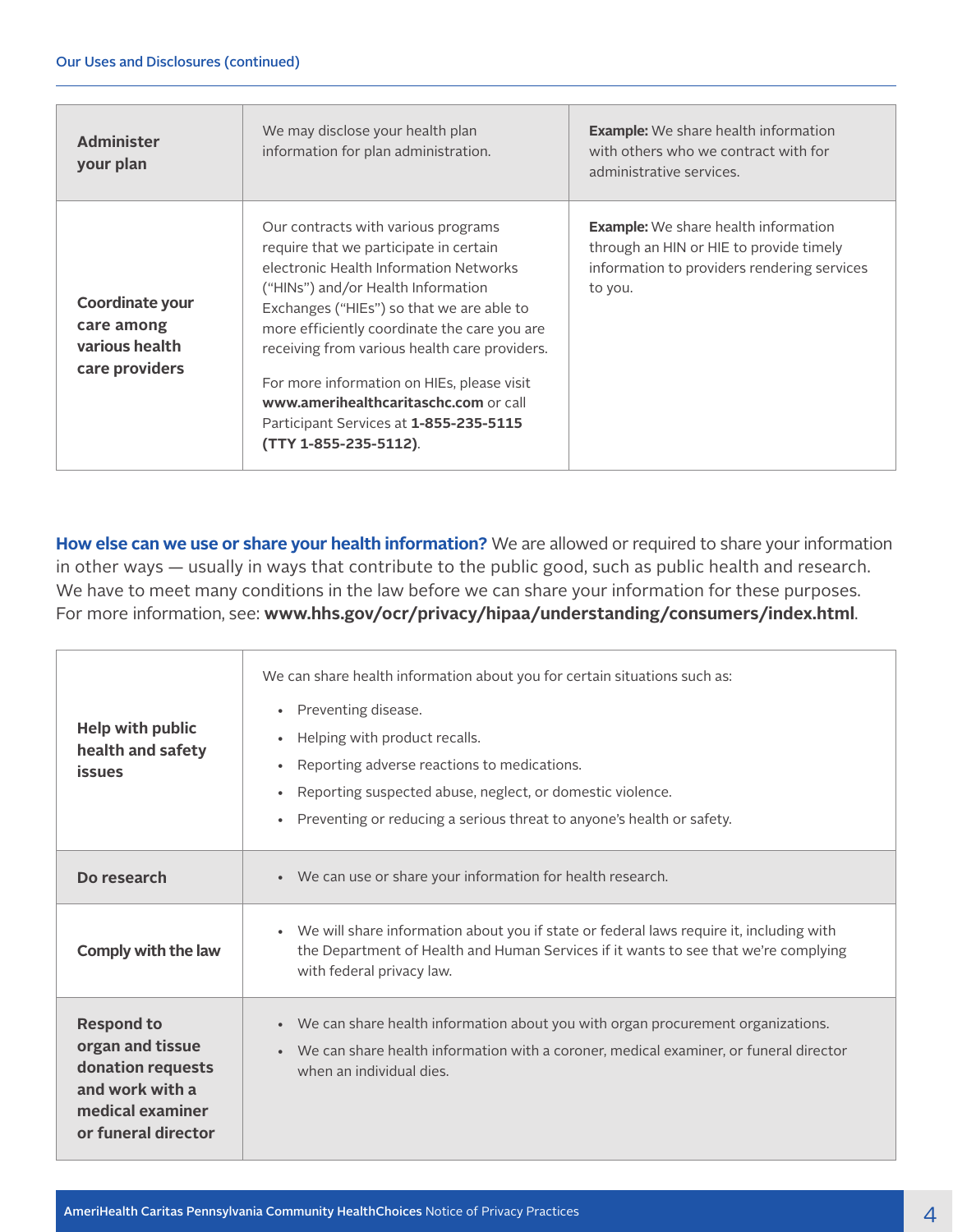### Our Uses and Disclosures (continued)

| | | |
|---|---|---|
| **Administer your plan** | We may disclose your health plan information for plan administration. | **Example:** We share health information with others who we contract with for administrative services. |
| **Coordinate your care among various health care providers** | Our contracts with various programs require that we participate in certain electronic Health Information Networks ("HINs") and/or Health Information Exchanges ("HIEs") so that we are able to more efficiently coordinate the care you are receiving from various health care providers.<br><br>For more information on HIEs, please visit **www.amerihealthcaritaschc.com** or call Participant Services at **1-855-235-5115 (TTY 1-855-235-5112)**. | **Example:** We share health information through an HIN or HIE to provide timely information to providers rendering services to you. |

**How else can we use or share your health information?** We are allowed or required to share your information in other ways — usually in ways that contribute to the public good, such as public health and research. We have to meet many conditions in the law before we can share your information for these purposes. For more information, see: **www.hhs.gov/ocr/privacy/hipaa/understanding/consumers/index.html**.

| | |
|---|---|
| **Help with public health and safety issues** | We can share health information about you for certain situations such as:<br>• Preventing disease.<br>• Helping with product recalls.<br>• Reporting adverse reactions to medications.<br>• Reporting suspected abuse, neglect, or domestic violence.<br>• Preventing or reducing a serious threat to anyone's health or safety. |
| **Do research** | • We can use or share your information for health research. |
| **Comply with the law** | • We will share information about you if state or federal laws require it, including with the Department of Health and Human Services if it wants to see that we're complying with federal privacy law. |
| **Respond to organ and tissue donation requests and work with a medical examiner or funeral director** | • We can share health information about you with organ procurement organizations.<br>• We can share health information with a coroner, medical examiner, or funeral director when an individual dies. |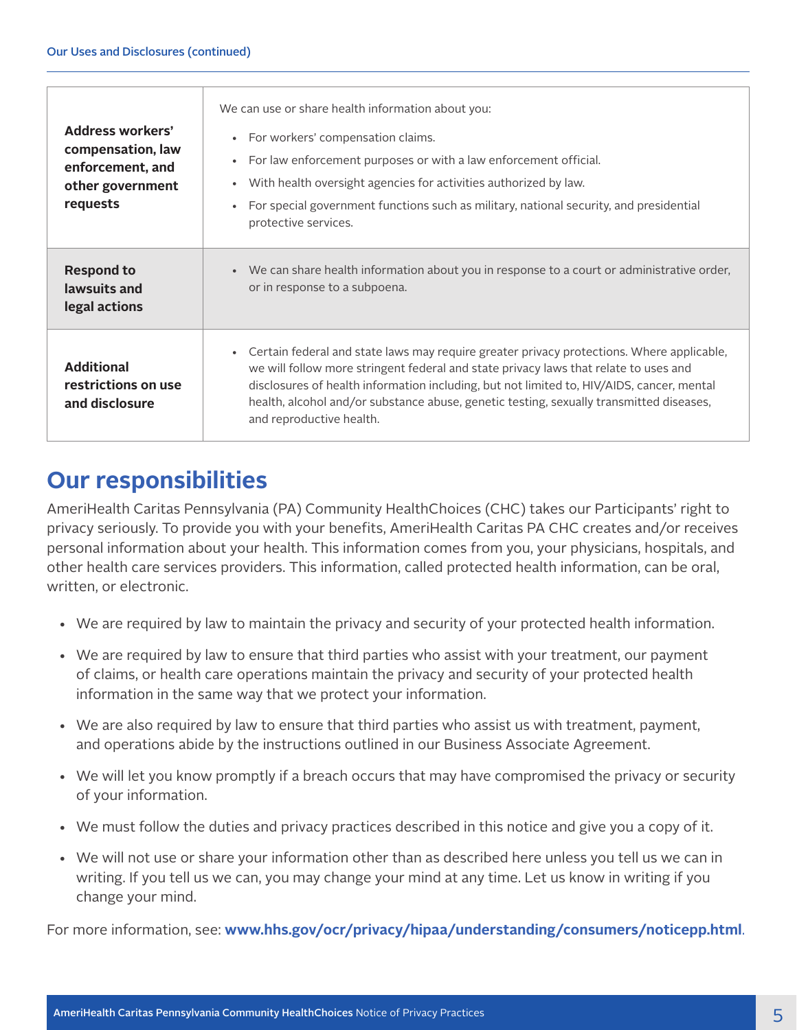| | |
|---|---|
| **Address workers' compensation, law enforcement, and other government requests** | We can use or share health information about you:<br>• For workers' compensation claims.<br>• For law enforcement purposes or with a law enforcement official.<br>• With health oversight agencies for activities authorized by law.<br>• For special government functions such as military, national security, and presidential protective services. |
| **Respond to lawsuits and legal actions** | • We can share health information about you in response to a court or administrative order, or in response to a subpoena. |
| **Additional restrictions on use and disclosure** | • Certain federal and state laws may require greater privacy protections. Where applicable, we will follow more stringent federal and state privacy laws that relate to uses and disclosures of health information including, but not limited to, HIV/AIDS, cancer, mental health, alcohol and/or substance abuse, genetic testing, sexually transmitted diseases, and reproductive health. |

## Our responsibilities

AmeriHealth Caritas Pennsylvania (PA) Community HealthChoices (CHC) takes our Participants' right to privacy seriously. To provide you with your benefits, AmeriHealth Caritas PA CHC creates and/or receives personal information about your health. This information comes from you, your physicians, hospitals, and other health care services providers. This information, called protected health information, can be oral, written, or electronic.

- We are required by law to maintain the privacy and security of your protected health information.
- We are required by law to ensure that third parties who assist with your treatment, our payment of claims, or health care operations maintain the privacy and security of your protected health information in the same way that we protect your information.
- We are also required by law to ensure that third parties who assist us with treatment, payment, and operations abide by the instructions outlined in our Business Associate Agreement.
- We will let you know promptly if a breach occurs that may have compromised the privacy or security of your information.
- We must follow the duties and privacy practices described in this notice and give you a copy of it.
- We will not use or share your information other than as described here unless you tell us we can in writing. If you tell us we can, you may change your mind at any time. Let us know in writing if you change your mind.

For more information, see: **www.hhs.gov/ocr/privacy/hipaa/understanding/consumers/noticepp.html**.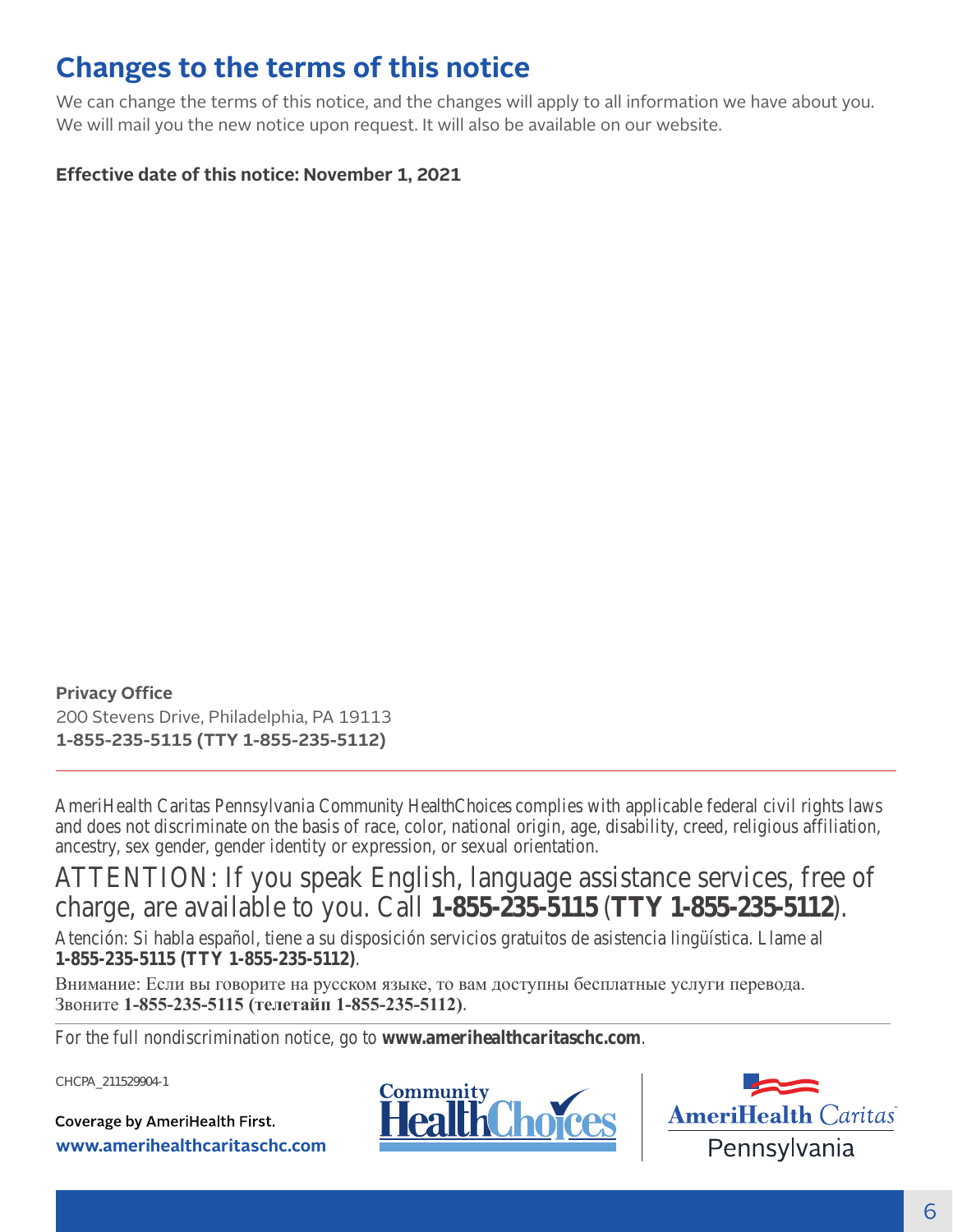## Changes to the terms of this notice

We can change the terms of this notice, and the changes will apply to all information we have about you. We will mail you the new notice upon request. It will also be available on our website.

**Effective date of this notice: November 1, 2021**

**Privacy Office**
200 Stevens Drive, Philadelphia, PA 19113
**1-855-235-5115 (TTY 1-855-235-5112)**

AmeriHealth Caritas Pennsylvania Community HealthChoices complies with applicable federal civil rights laws and does not discriminate on the basis of race, color, national origin, age, disability, creed, religious affiliation, ancestry, sex gender, gender identity or expression, or sexual orientation.

ATTENTION: If you speak English, language assistance services, free of charge, are available to you. Call **1-855-235-5115** (**TTY 1-855-235-5112**).

Atención: Si habla español, tiene a su disposición servicios gratuitos de asistencia lingüística. Llame al **1-855-235-5115 (TTY 1-855-235-5112)**.

Внимание: Если вы говорите на русском языке, то вам доступны бесплатные услуги перевода. Звоните **1-855-235-5115 (телетайп 1-855-235-5112)**.

For the full nondiscrimination notice, go to **www.amerihealthcaritaschc.com**.

CHCPA_211529904-1

Coverage by AmeriHealth First.
**www.amerihealthcaritaschc.com**

Community HealthChoices

AmeriHealth Caritas Pennsylvania